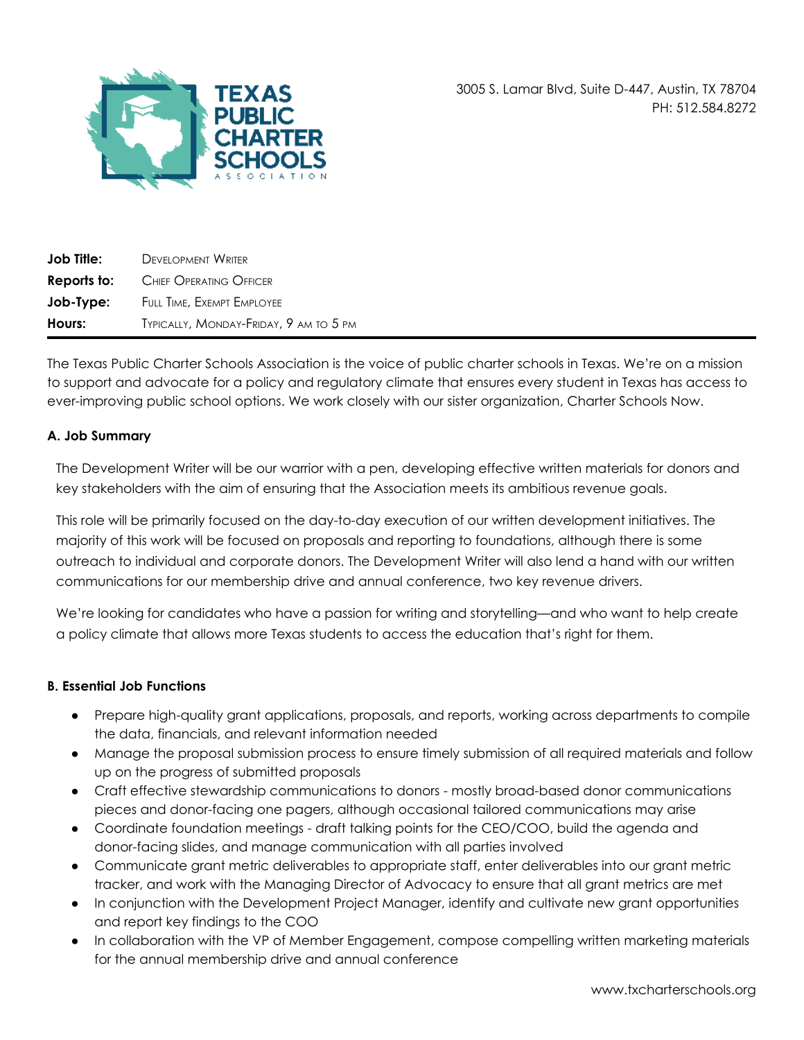3005 S. Lamar Blvd, Suite D-447, Austin, TX 78704
PH: 512.584.8272

| | |
|---|---|
| **Job Title:** | Development Writer |
| **Reports to:** | Chief Operating Officer |
| **Job-Type:** | Full Time, Exempt Employee |
| **Hours:** | Typically, Monday-Friday, 9 am to 5 pm |

The Texas Public Charter Schools Association is the voice of public charter schools in Texas. We're on a mission to support and advocate for a policy and regulatory climate that ensures every student in Texas has access to ever-improving public school options. We work closely with our sister organization, Charter Schools Now.

**A. Job Summary**

The Development Writer will be our warrior with a pen, developing effective written materials for donors and key stakeholders with the aim of ensuring that the Association meets its ambitious revenue goals.

This role will be primarily focused on the day-to-day execution of our written development initiatives. The majority of this work will be focused on proposals and reporting to foundations, although there is some outreach to individual and corporate donors. The Development Writer will also lend a hand with our written communications for our membership drive and annual conference, two key revenue drivers.

We're looking for candidates who have a passion for writing and storytelling—and who want to help create a policy climate that allows more Texas students to access the education that's right for them.

**B. Essential Job Functions**

- Prepare high-quality grant applications, proposals, and reports, working across departments to compile the data, financials, and relevant information needed
- Manage the proposal submission process to ensure timely submission of all required materials and follow up on the progress of submitted proposals
- Craft effective stewardship communications to donors - mostly broad-based donor communications pieces and donor-facing one pagers, although occasional tailored communications may arise
- Coordinate foundation meetings - draft talking points for the CEO/COO, build the agenda and donor-facing slides, and manage communication with all parties involved
- Communicate grant metric deliverables to appropriate staff, enter deliverables into our grant metric tracker, and work with the Managing Director of Advocacy to ensure that all grant metrics are met
- In conjunction with the Development Project Manager, identify and cultivate new grant opportunities and report key findings to the COO
- In collaboration with the VP of Member Engagement, compose compelling written marketing materials for the annual membership drive and annual conference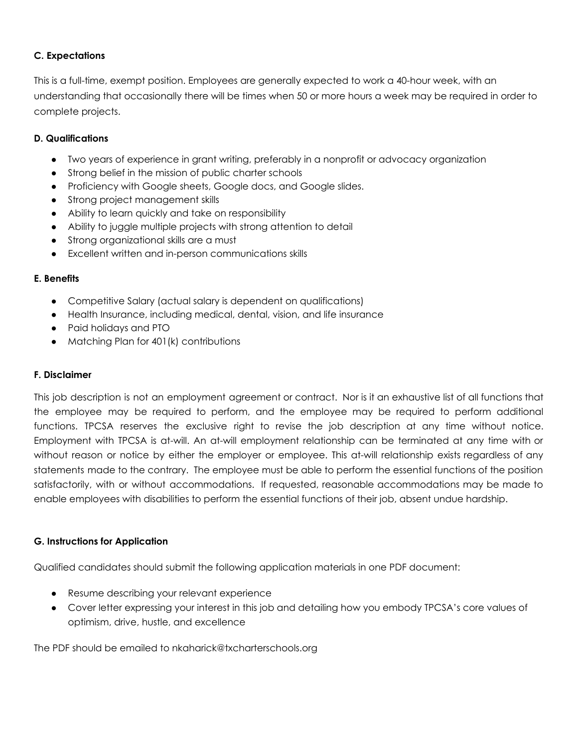### C. Expectations

This is a full-time, exempt position. Employees are generally expected to work a 40-hour week, with an understanding that occasionally there will be times when 50 or more hours a week may be required in order to complete projects.

### D. Qualifications

- Two years of experience in grant writing, preferably in a nonprofit or advocacy organization
- Strong belief in the mission of public charter schools
- Proficiency with Google sheets, Google docs, and Google slides.
- Strong project management skills
- Ability to learn quickly and take on responsibility
- Ability to juggle multiple projects with strong attention to detail
- Strong organizational skills are a must
- Excellent written and in-person communications skills

### E. Benefits

- Competitive Salary (actual salary is dependent on qualifications)
- Health Insurance, including medical, dental, vision, and life insurance
- Paid holidays and PTO
- Matching Plan for 401(k) contributions

### F. Disclaimer

This job description is not an employment agreement or contract. Nor is it an exhaustive list of all functions that the employee may be required to perform, and the employee may be required to perform additional functions. TPCSA reserves the exclusive right to revise the job description at any time without notice. Employment with TPCSA is at-will. An at-will employment relationship can be terminated at any time with or without reason or notice by either the employer or employee. This at-will relationship exists regardless of any statements made to the contrary. The employee must be able to perform the essential functions of the position satisfactorily, with or without accommodations. If requested, reasonable accommodations may be made to enable employees with disabilities to perform the essential functions of their job, absent undue hardship.

### G. Instructions for Application

Qualified candidates should submit the following application materials in one PDF document:

- Resume describing your relevant experience
- Cover letter expressing your interest in this job and detailing how you embody TPCSA's core values of optimism, drive, hustle, and excellence

The PDF should be emailed to nkaharick@txcharterschools.org